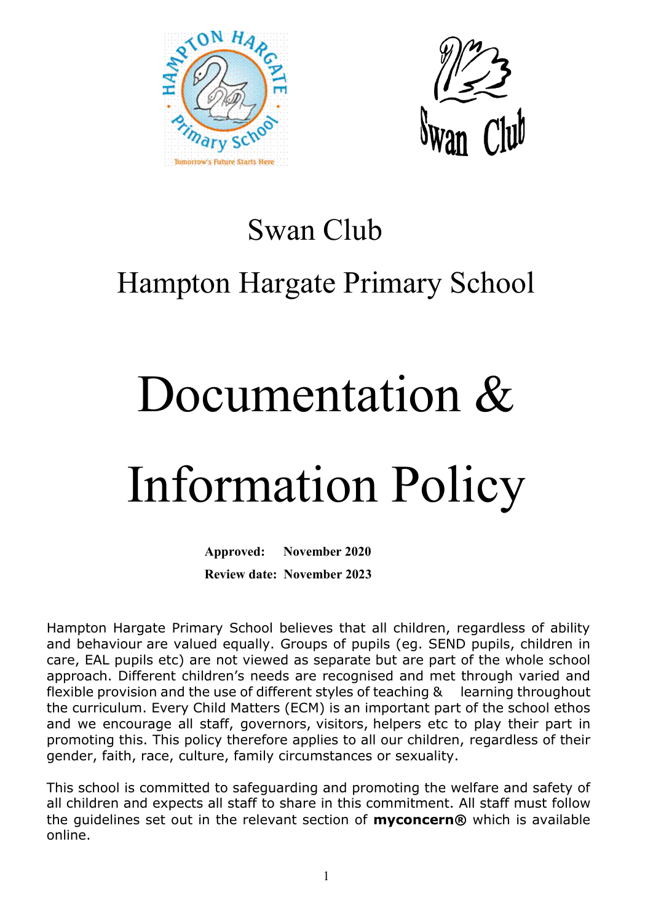# Swan Club

## Hampton Hargate Primary School

# Documentation & Information Policy

**Approved:** **November 2020**

**Review date:** **November 2023**

Hampton Hargate Primary School believes that all children, regardless of ability and behaviour are valued equally. Groups of pupils (eg. SEND pupils, children in care, EAL pupils etc) are not viewed as separate but are part of the whole school approach. Different children's needs are recognised and met through varied and flexible provision and the use of different styles of teaching & learning throughout the curriculum. Every Child Matters (ECM) is an important part of the school ethos and we encourage all staff, governors, visitors, helpers etc to play their part in promoting this. This policy therefore applies to all our children, regardless of their gender, faith, race, culture, family circumstances or sexuality.

This school is committed to safeguarding and promoting the welfare and safety of all children and expects all staff to share in this commitment. All staff must follow the guidelines set out in the relevant section of **myconcern®** which is available online.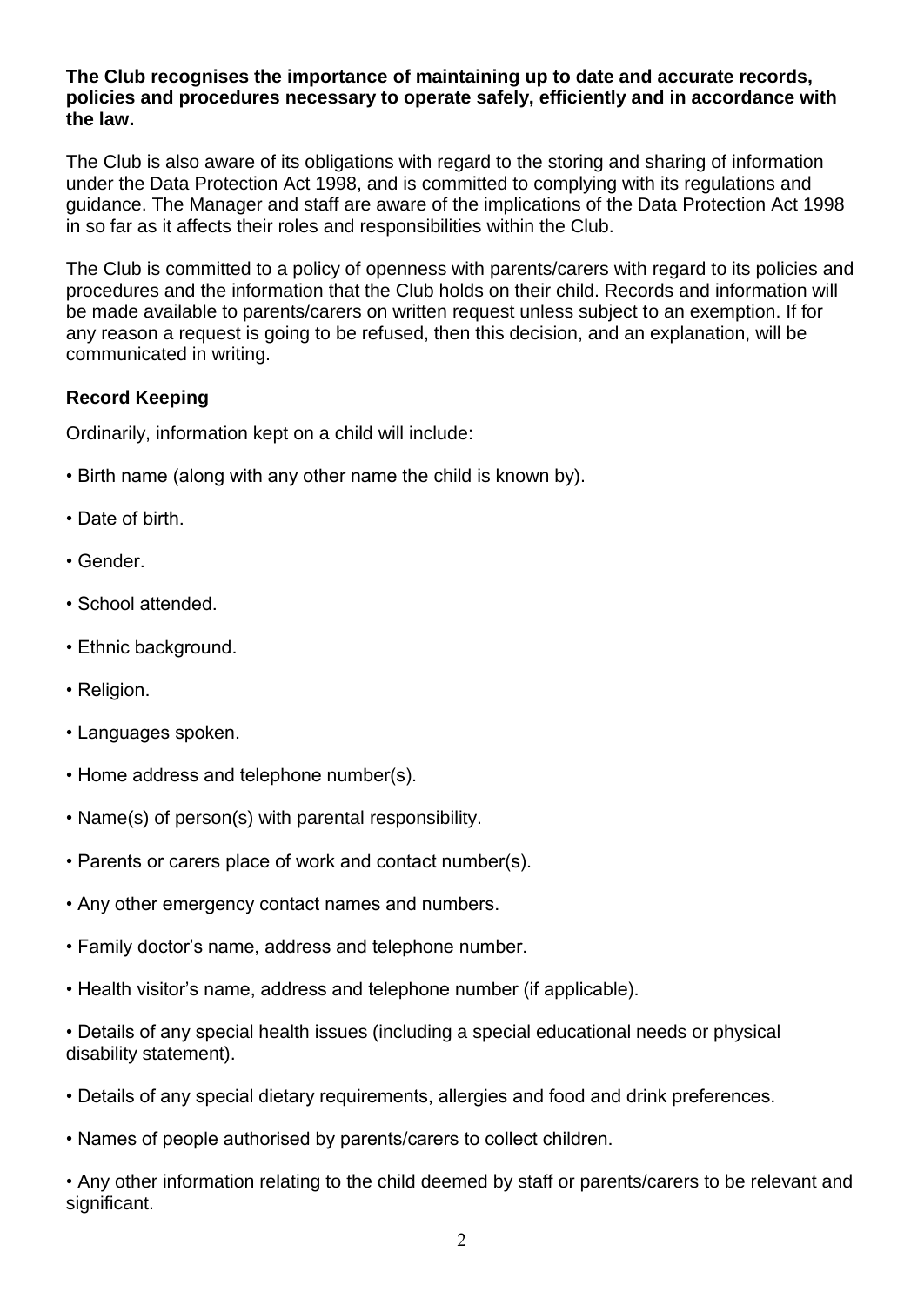**The Club recognises the importance of maintaining up to date and accurate records, policies and procedures necessary to operate safely, efficiently and in accordance with the law.**

The Club is also aware of its obligations with regard to the storing and sharing of information under the Data Protection Act 1998, and is committed to complying with its regulations and guidance. The Manager and staff are aware of the implications of the Data Protection Act 1998 in so far as it affects their roles and responsibilities within the Club.

The Club is committed to a policy of openness with parents/carers with regard to its policies and procedures and the information that the Club holds on their child. Records and information will be made available to parents/carers on written request unless subject to an exemption. If for any reason a request is going to be refused, then this decision, and an explanation, will be communicated in writing.

### Record Keeping

Ordinarily, information kept on a child will include:

- Birth name (along with any other name the child is known by).
- Date of birth.
- Gender.
- School attended.
- Ethnic background.
- Religion.
- Languages spoken.
- Home address and telephone number(s).
- Name(s) of person(s) with parental responsibility.
- Parents or carers place of work and contact number(s).
- Any other emergency contact names and numbers.
- Family doctor's name, address and telephone number.
- Health visitor's name, address and telephone number (if applicable).
- Details of any special health issues (including a special educational needs or physical disability statement).
- Details of any special dietary requirements, allergies and food and drink preferences.
- Names of people authorised by parents/carers to collect children.
- Any other information relating to the child deemed by staff or parents/carers to be relevant and significant.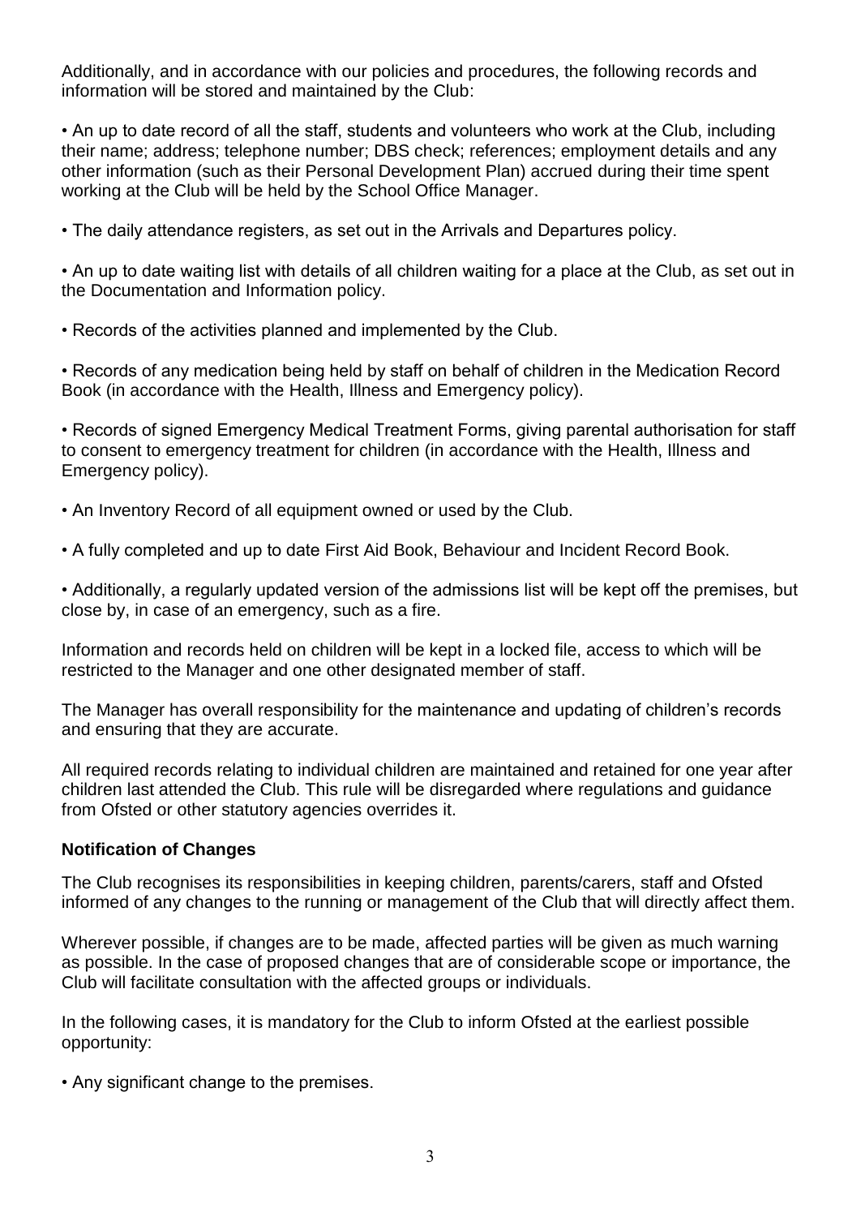Additionally, and in accordance with our policies and procedures, the following records and information will be stored and maintained by the Club:

- An up to date record of all the staff, students and volunteers who work at the Club, including their name; address; telephone number; DBS check; references; employment details and any other information (such as their Personal Development Plan) accrued during their time spent working at the Club will be held by the School Office Manager.

- The daily attendance registers, as set out in the Arrivals and Departures policy.

- An up to date waiting list with details of all children waiting for a place at the Club, as set out in the Documentation and Information policy.

- Records of the activities planned and implemented by the Club.

- Records of any medication being held by staff on behalf of children in the Medication Record Book (in accordance with the Health, Illness and Emergency policy).

- Records of signed Emergency Medical Treatment Forms, giving parental authorisation for staff to consent to emergency treatment for children (in accordance with the Health, Illness and Emergency policy).

- An Inventory Record of all equipment owned or used by the Club.

- A fully completed and up to date First Aid Book, Behaviour and Incident Record Book.

- Additionally, a regularly updated version of the admissions list will be kept off the premises, but close by, in case of an emergency, such as a fire.

Information and records held on children will be kept in a locked file, access to which will be restricted to the Manager and one other designated member of staff.

The Manager has overall responsibility for the maintenance and updating of children's records and ensuring that they are accurate.

All required records relating to individual children are maintained and retained for one year after children last attended the Club. This rule will be disregarded where regulations and guidance from Ofsted or other statutory agencies overrides it.

**Notification of Changes**

The Club recognises its responsibilities in keeping children, parents/carers, staff and Ofsted informed of any changes to the running or management of the Club that will directly affect them.

Wherever possible, if changes are to be made, affected parties will be given as much warning as possible. In the case of proposed changes that are of considerable scope or importance, the Club will facilitate consultation with the affected groups or individuals.

In the following cases, it is mandatory for the Club to inform Ofsted at the earliest possible opportunity:

- Any significant change to the premises.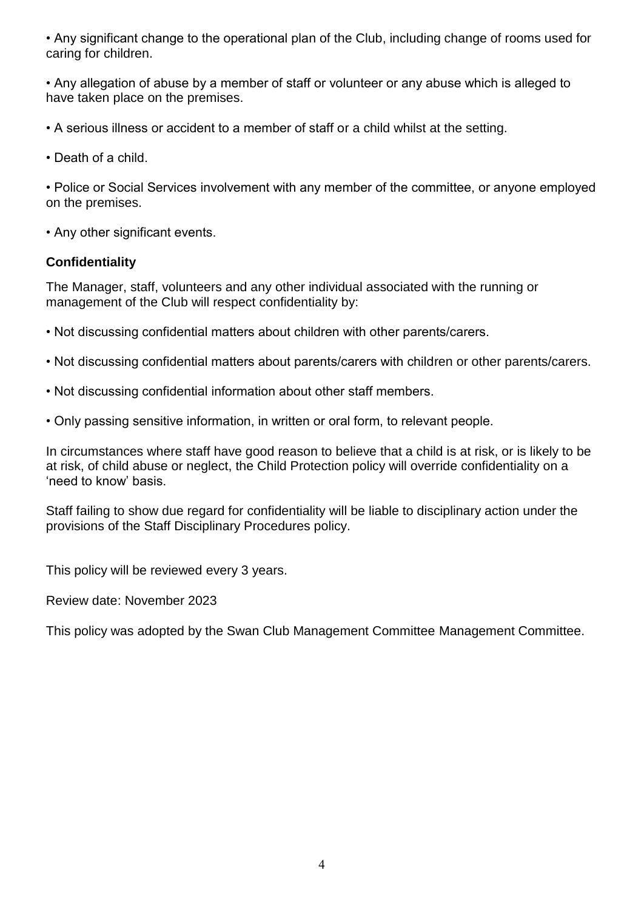- Any significant change to the operational plan of the Club, including change of rooms used for caring for children.

- Any allegation of abuse by a member of staff or volunteer or any abuse which is alleged to have taken place on the premises.

- A serious illness or accident to a member of staff or a child whilst at the setting.

- Death of a child.

- Police or Social Services involvement with any member of the committee, or anyone employed on the premises.

- Any other significant events.

### Confidentiality

The Manager, staff, volunteers and any other individual associated with the running or management of the Club will respect confidentiality by:

- Not discussing confidential matters about children with other parents/carers.

- Not discussing confidential matters about parents/carers with children or other parents/carers.

- Not discussing confidential information about other staff members.

- Only passing sensitive information, in written or oral form, to relevant people.

In circumstances where staff have good reason to believe that a child is at risk, or is likely to be at risk, of child abuse or neglect, the Child Protection policy will override confidentiality on a 'need to know' basis.

Staff failing to show due regard for confidentiality will be liable to disciplinary action under the provisions of the Staff Disciplinary Procedures policy.

This policy will be reviewed every 3 years.

Review date: November 2023

This policy was adopted by the Swan Club Management Committee Management Committee.